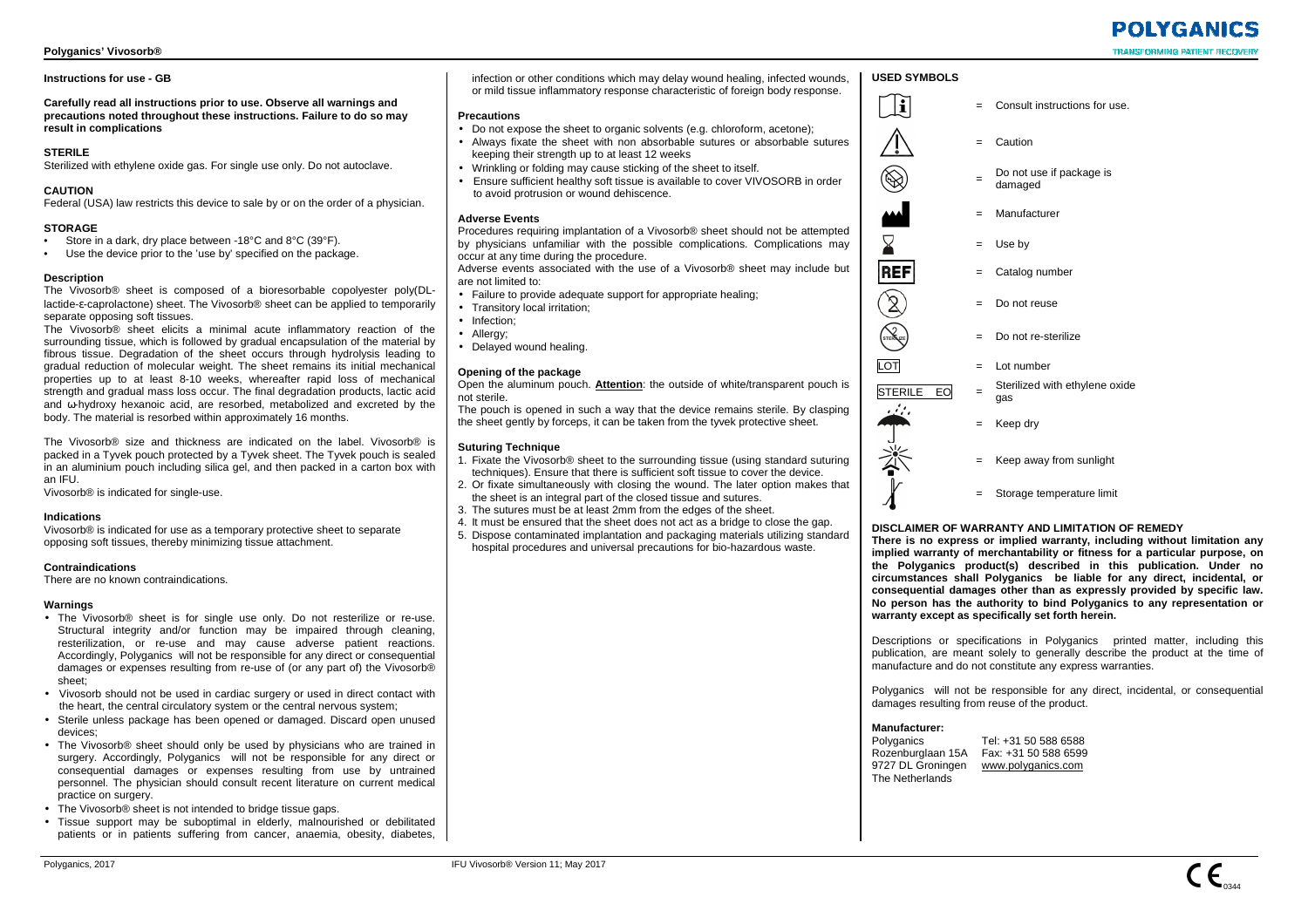# Instructions for use - GB

**Carefully read all instructions prior to use. Observe all warnings and precautions noted throughout these instructions. Failure to do so may result in complications**

### STERILE

Sterilized with ethylene oxide gas. For single use only. Do not autoclave.

### CAUTION

Federal (USA) law restricts this device to sale by or on the order of a physician.

### STORAGE

- Store in a dark, dry place between -18°C and 8°C (39°F).
- Use the device prior to the 'use by' specified on the package.

### Description

The Vivosorb® sheet is composed of a bioresorbable copolyester poly(DL-lactide-ε-caprolactone) sheet. The Vivosorb® sheet can be applied to temporarily separate opposing soft tissues.

The Vivosorb® sheet elicits a minimal acute inflammatory reaction of the surrounding tissue, which is followed by gradual encapsulation of the material by fibrous tissue. Degradation of the sheet occurs through hydrolysis leading to gradual reduction of molecular weight. The sheet remains its initial mechanical properties up to at least 8-10 weeks, whereafter rapid loss of mechanical strength and gradual mass loss occur. The final degradation products, lactic acid and ω-hydroxy hexanoic acid, are resorbed, metabolized and excreted by the body. The material is resorbed within approximately 16 months.

The Vivosorb® size and thickness are indicated on the label. Vivosorb® is packed in a Tyvek pouch protected by a Tyvek sheet. The Tyvek pouch is sealed in an aluminium pouch including silica gel, and then packed in a carton box with an IFU.

Vivosorb® is indicated for single-use.

### Indications

Vivosorb® is indicated for use as a temporary protective sheet to separate opposing soft tissues, thereby minimizing tissue attachment.

### Contraindications

There are no known contraindications.

### Warnings

- The Vivosorb® sheet is for single use only. Do not resterilize or re-use. Structural integrity and/or function may be impaired through cleaning, resterilization, or re-use and may cause adverse patient reactions. Accordingly, Polyganics will not be responsible for any direct or consequential damages or expenses resulting from re-use of (or any part of) the Vivosorb® sheet;
- Vivosorb should not be used in cardiac surgery or used in direct contact with the heart, the central circulatory system or the central nervous system;
- Sterile unless package has been opened or damaged. Discard open unused devices;
- The Vivosorb® sheet should only be used by physicians who are trained in surgery. Accordingly, Polyganics will not be responsible for any direct or consequential damages or expenses resulting from use by untrained personnel. The physician should consult recent literature on current medical practice on surgery.
- The Vivosorb® sheet is not intended to bridge tissue gaps.
- Tissue support may be suboptimal in elderly, malnourished or debilitated patients or in patients suffering from cancer, anaemia, obesity, diabetes, infection or other conditions which may delay wound healing, infected wounds, or mild tissue inflammatory response characteristic of foreign body response.

### Precautions

- Do not expose the sheet to organic solvents (e.g. chloroform, acetone);
- Always fixate the sheet with non absorbable sutures or absorbable sutures keeping their strength up to at least 12 weeks
- Wrinkling or folding may cause sticking of the sheet to itself.
- Ensure sufficient healthy soft tissue is available to cover VIVOSORB in order to avoid protrusion or wound dehiscence.

### Adverse Events

Procedures requiring implantation of a Vivosorb® sheet should not be attempted by physicians unfamiliar with the possible complications. Complications may occur at any time during the procedure.

Adverse events associated with the use of a Vivosorb® sheet may include but are not limited to:

- Failure to provide adequate support for appropriate healing;
- Transitory local irritation;
- Infection;
- Allergy;
- Delayed wound healing.

### Opening of the package

Open the aluminum pouch. **Attention**: the outside of white/transparent pouch is not sterile.

The pouch is opened in such a way that the device remains sterile. By clasping the sheet gently by forceps, it can be taken from the tyvek protective sheet.

### Suturing Technique

1. Fixate the Vivosorb® sheet to the surrounding tissue (using standard suturing techniques). Ensure that there is sufficient soft tissue to cover the device.
2. Or fixate simultaneously with closing the wound. The later option makes that the sheet is an integral part of the closed tissue and sutures.
3. The sutures must be at least 2mm from the edges of the sheet.
4. It must be ensured that the sheet does not act as a bridge to close the gap.
5. Dispose contaminated implantation and packaging materials utilizing standard hospital procedures and universal precautions for bio-hazardous waste.

### USED SYMBOLS

- = Consult instructions for use.
- = Caution
- = Do not use if package is damaged
- = Manufacturer
- = Use by
- REF = Catalog number
- = Do not reuse
- = Do not re-sterilize
- LOT = Lot number
- STERILE EO = Sterilized with ethylene oxide gas
- = Keep dry
- = Keep away from sunlight
- = Storage temperature limit

### DISCLAIMER OF WARRANTY AND LIMITATION OF REMEDY

**There is no express or implied warranty, including without limitation any implied warranty of merchantability or fitness for a particular purpose, on the Polyganics product(s) described in this publication. Under no circumstances shall Polyganics be liable for any direct, incidental, or consequential damages other than as expressly provided by specific law. No person has the authority to bind Polyganics to any representation or warranty except as specifically set forth herein.**

Descriptions or specifications in Polyganics printed matter, including this publication, are meant solely to generally describe the product at the time of manufacture and do not constitute any express warranties.

Polyganics will not be responsible for any direct, incidental, or consequential damages resulting from reuse of the product.

**Manufacturer:**

Polyganics
Rozenburglaan 15A
9727 DL Groningen
The Netherlands

Tel: +31 50 588 6588
Fax: +31 50 588 6599
www.polyganics.com

IFU Vivosorb® Version 11; May 2017

CE 0344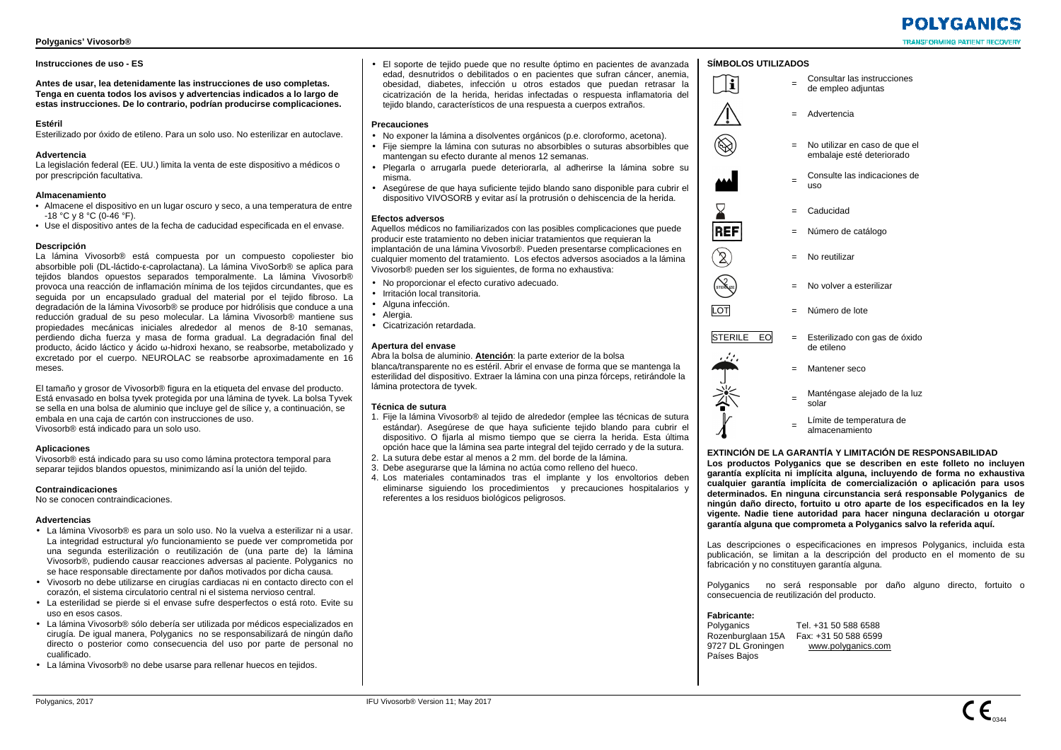## Instrucciones de uso - ES

**Antes de usar, lea detenidamente las instrucciones de uso completas. Tenga en cuenta todos los avisos y advertencias indicados a lo largo de estas instrucciones. De lo contrario, podrían producirse complicaciones.**

### Estéril

Esterilizado por óxido de etileno. Para un solo uso. No esterilizar en autoclave.

### Advertencia

La legislación federal (EE. UU.) limita la venta de este dispositivo a médicos o por prescripción facultativa.

### Almacenamiento

- Almacene el dispositivo en un lugar oscuro y seco, a una temperatura de entre -18 °C y 8 °C (0-46 °F).
- Use el dispositivo antes de la fecha de caducidad especificada en el envase.

### Descripción

La lámina Vivosorb® está compuesta por un compuesto copoliester bio absorbible poli (DL-láctido-ε-caprolactana). La lámina VivoSorb® se aplica para tejidos blandos opuestos separados temporalmente. La lámina Vivosorb® provoca una reacción de inflamación mínima de los tejidos circundantes, que es seguida por un encapsulado gradual del material por el tejido fibroso. La degradación de la lámina Vivosorb® se produce por hidrólisis que conduce a una reducción gradual de su peso molecular. La lámina Vivosorb® mantiene sus propiedades mecánicas iniciales alrededor al menos de 8-10 semanas, perdiendo dicha fuerza y masa de forma gradual. La degradación final del producto, ácido láctico y ácido ω-hidroxi hexano, se reabsorbe, metabolizado y excretado por el cuerpo. NEUROLAC se reabsorbe aproximadamente en 16 meses.

El tamaño y grosor de Vivosorb® figura en la etiqueta del envase del producto. Está envasado en bolsa tyvek protegida por una lámina de tyvek. La bolsa Tyvek se sella en una bolsa de aluminio que incluye gel de sílice y, a continuación, se embala en una caja de cartón con instrucciones de uso.
Vivosorb® está indicado para un solo uso.

### Aplicaciones

Vivosorb® está indicado para su uso como lámina protectora temporal para separar tejidos blandos opuestos, minimizando así la unión del tejido.

### Contraindicaciones

No se conocen contraindicaciones.

### Advertencias

- La lámina Vivosorb® es para un solo uso. No la vuelva a esterilizar ni a usar. La integridad estructural y/o funcionamiento se puede ver comprometida por una segunda esterilización o reutilización de (una parte de) la lámina Vivosorb®, pudiendo causar reacciones adversas al paciente. Polyganics no se hace responsable directamente por daños motivados por dicha causa.
- Vivosorb no debe utilizarse en cirugías cardiacas ni en contacto directo con el corazón, el sistema circulatorio central ni el sistema nervioso central.
- La esterilidad se pierde si el envase sufre desperfectos o está roto. Evite su uso en esos casos.
- La lámina Vivosorb® sólo debería ser utilizada por médicos especializados en cirugía. De igual manera, Polyganics no se responsabilizará de ningún daño directo o posterior como consecuencia del uso por parte de personal no cualificado.
- La lámina Vivosorb® no debe usarse para rellenar huecos en tejidos.
- El soporte de tejido puede que no resulte óptimo en pacientes de avanzada edad, desnutridos o debilitados o en pacientes que sufran cáncer, anemia, obesidad, diabetes, infección u otros estados que puedan retrasar la cicatrización de la herida, heridas infectadas o respuesta inflamatoria del tejido blando, característicos de una respuesta a cuerpos extraños.

### Precauciones

- No exponer la lámina a disolventes orgánicos (p.e. cloroformo, acetona).
- Fije siempre la lámina con suturas no absorbibles o suturas absorbibles que mantengan su efecto durante al menos 12 semanas.
- Plegarla o arrugarla puede deteriorarla, al adherirse la lámina sobre su misma.
- Asegúrese de que haya suficiente tejido blando sano disponible para cubrir el dispositivo VIVOSORB y evitar así la protrusión o dehiscencia de la herida.

### Efectos adversos

Aquellos médicos no familiarizados con los posibles complicaciones que puede producir este tratamiento no deben iniciar tratamientos que requieran la implantación de una lámina Vivosorb®. Pueden presentarse complicaciones en cualquier momento del tratamiento. Los efectos adversos asociados a la lámina Vivosorb® pueden ser los siguientes, de forma no exhaustiva:

- No proporcionar el efecto curativo adecuado.
- Irritación local transitoria.
- Alguna infección.
- Alergia.
- Cicatrización retardada.

### Apertura del envase

Abra la bolsa de aluminio. **Atención**: la parte exterior de la bolsa blanca/transparente no es estéril. Abrir el envase de forma que se mantenga la esterilidad del dispositivo. Extraer la lámina con una pinza fórceps, retirándole la lámina protectora de tyvek.

### Técnica de sutura

1. Fije la lámina Vivosorb® al tejido de alrededor (emplee las técnicas de sutura estándar). Asegúrese de que haya suficiente tejido blando para cubrir el dispositivo. O fijarla al mismo tiempo que se cierra la herida. Esta última opción hace que la lámina sea parte integral del tejido cerrado y de la sutura.
2. La sutura debe estar al menos a 2 mm. del borde de la lámina.
3. Debe asegurarse que la lámina no actúa como relleno del hueco.
4. Los materiales contaminados tras el implante y los envoltorios deben eliminarse siguiendo los procedimientos y precauciones hospitalarios y referentes a los residuos biológicos peligrosos.

### SÍMBOLOS UTILIZADOS

| Símbolo | | Significado |
|---|---|---|
| (i) | = | Consultar las instrucciones de empleo adjuntas |
| ⚠ | = | Advertencia |
| | = | No utilizar en caso de que el embalaje esté deteriorado |
| | = | Consulte las indicaciones de uso |
| | = | Caducidad |
| REF | = | Número de catálogo |
| | = | No reutilizar |
| | = | No volver a esterilizar |
| LOT | = | Número de lote |
| STERILE EO | = | Esterilizado con gas de óxido de etileno |
| | = | Mantener seco |
| | = | Manténgase alejado de la luz solar |
| | = | Límite de temperatura de almacenamiento |

### EXTINCIÓN DE LA GARANTÍA Y LIMITACIÓN DE RESPONSABILIDAD

**Los productos Polyganics que se describen en este folleto no incluyen garantía explícita ni implícita alguna, incluyendo de forma no exhaustiva cualquier garantía implícita de comercialización o aplicación para usos determinados. En ninguna circunstancia será responsable Polyganics de ningún daño directo, fortuito u otro aparte de los especificados en la ley vigente. Nadie tiene autoridad para hacer ninguna declaración o otorgar garantía alguna que comprometa a Polyganics salvo la referida aquí.**

Las descripciones o especificaciones en impresos Polyganics, incluida esta publicación, se limitan a la descripción del producto en el momento de su fabricación y no constituyen garantía alguna.

Polyganics no será responsable por daño alguno directo, fortuito o consecuencia de reutilización del producto.

**Fabricante:**

Polyganics
Rozenburglaan 15A
9727 DL Groningen
Países Bajos

Tel. +31 50 588 6588
Fax: +31 50 588 6599
www.polyganics.com

IFU Vivosorb® Version 11; May 2017

CE 0344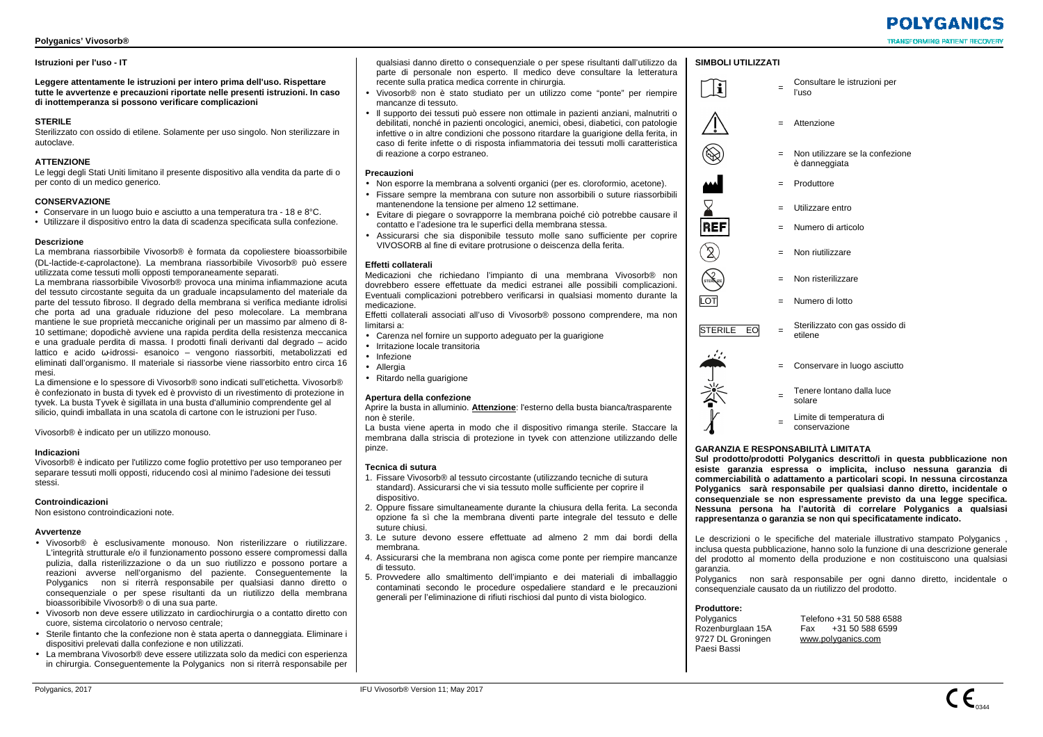## Istruzioni per l'uso - IT

**Leggere attentamente le istruzioni per intero prima dell'uso. Rispettare tutte le avvertenze e precauzioni riportate nelle presenti istruzioni. In caso di inottemperanza si possono verificare complicazioni**

### STERILE

Sterilizzato con ossido di etilene. Solamente per uso singolo. Non sterilizzare in autoclave.

### ATTENZIONE

Le leggi degli Stati Uniti limitano il presente dispositivo alla vendita da parte di o per conto di un medico generico.

### CONSERVAZIONE

- Conservare in un luogo buio e asciutto a una temperatura tra - 18 e 8°C.
- Utilizzare il dispositivo entro la data di scadenza specificata sulla confezione.

### Descrizione

La membrana riassorbibile Vivosorb® è formata da copoliestere bioassorbibile (DL-lactide-ε-caprolactone). La membrana riassorbibile Vivosorb® può essere utilizzata come tessuti molli opposti temporaneamente separati.

La membrana riassorbibile Vivosorb® provoca una minima infiammazione acuta del tessuto circostante seguita da un graduale incapsulamento del materiale da parte del tessuto fibroso. Il degrado della membrana si verifica mediante idrolisi che porta ad una graduale riduzione del peso molecolare. La membrana mantiene le sue proprietà meccaniche originali per un massimo per almeno di 8-10 settimane; dopodichè avviene una rapida perdita della resistenza meccanica e una graduale perdita di massa. I prodotti finali derivanti dal degrado – acido lattico e acido ω-idrossi- esanoico – vengono riassorbiti, metabolizzati ed eliminati dall'organismo. Il materiale si riassorbe viene riassorbito entro circa 16 mesi.

La dimensione e lo spessore di Vivosorb® sono indicati sull'etichetta. Vivosorb® è confezionato in busta di tyvek ed è provvisto di un rivestimento di protezione in tyvek. La busta Tyvek è sigillata in una busta d'alluminio comprendente gel al silicio, quindi imballata in una scatola di cartone con le istruzioni per l'uso.

Vivosorb® è indicato per un utilizzo monouso.

### Indicazioni

Vivosorb® è indicato per l'utilizzo come foglio protettivo per uso temporaneo per separare tessuti molli opposti, riducendo così al minimo l'adesione dei tessuti stessi.

### Controindicazioni

Non esistono controindicazioni note.

### Avvertenze

- Vivosorb® è esclusivamente monouso. Non risterilizzare o riutilizzare. L'integrità strutturale e/o il funzionamento possono essere compromessi dalla pulizia, dalla risterilizzazione o da un suo riutilizzo e possono portare a reazioni avverse nell'organismo del paziente. Conseguentemente la Polyganics non si riterrà responsabile per qualsiasi danno diretto o consequenziale o per spese risultanti da un riutilizzo della membrana bioassoribibile Vivosorb® o di una sua parte.
- Vivosorb non deve essere utilizzato in cardiochirurgia o a contatto diretto con cuore, sistema circolatorio o nervoso centrale;
- Sterile fintanto che la confezione non è stata aperta o danneggiata. Eliminare i dispositivi prelevati dalla confezione e non utilizzati.
- La membrana Vivosorb® deve essere utilizzata solo da medici con esperienza in chirurgia. Conseguentemente la Polyganics non si riterrà responsabile per qualsiasi danno diretto o consequenziale o per spese risultanti dall'utilizzo da parte di personale non esperto. Il medico deve consultare la letteratura recente sulla pratica medica corrente in chirurgia.
- Vivosorb® non è stato studiato per un utilizzo come "ponte" per riempire mancanze di tessuto.
- Il supporto dei tessuti può essere non ottimale in pazienti anziani, malnutriti o debilitati, nonché in pazienti oncologici, anemici, obesi, diabetici, con patologie infettive o in altre condizioni che possono ritardare la guarigione della ferita, in caso di ferite infette o di risposta infiammatoria dei tessuti molli caratteristica di reazione a corpo estraneo.

### Precauzioni

- Non esporre la membrana a solventi organici (per es. cloroformio, acetone).
- Fissare sempre la membrana con suture non assorbibili o suture riassorbibili mantenendone la tensione per almeno 12 settimane.
- Evitare di piegare o sovrapporre la membrana poiché ciò potrebbe causare il contatto e l'adesione tra le superfici della membrana stessa.
- Assicurarsi che sia disponibile tessuto molle sano sufficiente per coprire VIVOSORB al fine di evitare protrusione o deiscenza della ferita.

### Effetti collaterali

Medicazioni che richiedano l'impianto di una membrana Vivosorb® non dovrebbero essere effettuate da medici estranei alle possibili complicazioni. Eventuali complicazioni potrebbero verificarsi in qualsiasi momento durante la medicazione.

Effetti collaterali associati all'uso di Vivosorb® possono comprendere, ma non limitarsi a:

- Carenza nel fornire un supporto adeguato per la guarigione
- Irritazione locale transitoria
- Infezione
- Allergia
- Ritardo nella guarigione

### Apertura della confezione

Aprire la busta in alluminio. **Attenzione**: l'esterno della busta bianca/trasparente non è sterile.

La busta viene aperta in modo che il dispositivo rimanga sterile. Staccare la membrana dalla striscia di protezione in tyvek con attenzione utilizzando delle pinze.

### Tecnica di sutura

1. Fissare Vivosorb® al tessuto circostante (utilizzando tecniche di sutura standard). Assicurarsi che vi sia tessuto molle sufficiente per coprire il dispositivo.
2. Oppure fissare simultaneamente durante la chiusura della ferita. La seconda opzione fa sì che la membrana diventi parte integrale del tessuto e delle suture chiusi.
3. Le suture devono essere effettuate ad almeno 2 mm dai bordi della membrana.
4. Assicurarsi che la membrana non agisca come ponte per riempire mancanze di tessuto.
5. Provvedere allo smaltimento dell'impianto e dei materiali di imballaggio contaminati secondo le procedure ospedaliere standard e le precauzioni generali per l'eliminazione di rifiuti rischiosi dal punto di vista biologico.

### SIMBOLI UTILIZZATI

| Simbolo | | Significato |
|---|---|---|
| i | = | Consultare le istruzioni per l'uso |
| ⚠ | = | Attenzione |
| | = | Non utilizzare se la confezione è danneggiata |
| | = | Produttore |
| | = | Utilizzare entro |
| REF | = | Numero di articolo |
| 2 | = | Non riutilizzare |
| STERILIZE | = | Non risterilizzare |
| LOT | = | Numero di lotto |
| STERILE EO | = | Sterilizzato con gas ossido di etilene |
| | = | Conservare in luogo asciutto |
| | = | Tenere lontano dalla luce solare |
| | = | Limite di temperatura di conservazione |

### GARANZIA E RESPONSABILITÀ LIMITATA

**Sul prodotto/prodotti Polyganics descritto/i in questa pubblicazione non esiste garanzia espressa o implicita, incluso nessuna garanzia di commerciabilità o adattamento a particolari scopi. In nessuna circostanza Polyganics sarà responsabile per qualsiasi danno diretto, incidentale o consequenziale se non espressamente previsto da una legge specifica. Nessuna persona ha l'autorità di correlare Polyganics a qualsiasi rappresentanza o garanzia se non qui specificatamente indicato.**

Le descrizioni o le specifiche del materiale illustrativo stampato Polyganics , inclusa questa pubblicazione, hanno solo la funzione di una descrizione generale del prodotto al momento della produzione e non costituiscono una qualsiasi garanzia.

Polyganics non sarà responsabile per ogni danno diretto, incidentale o consequenziale causato da un riutilizzo del prodotto.

**Produttore:**

Polyganics
Rozenburglaan 15A
9727 DL Groningen
Paesi Bassi

Telefono +31 50 588 6588
Fax +31 50 588 6599
www.polyganics.com

Polyganics, 2017

IFU Vivosorb® Version 11; May 2017

CE 0344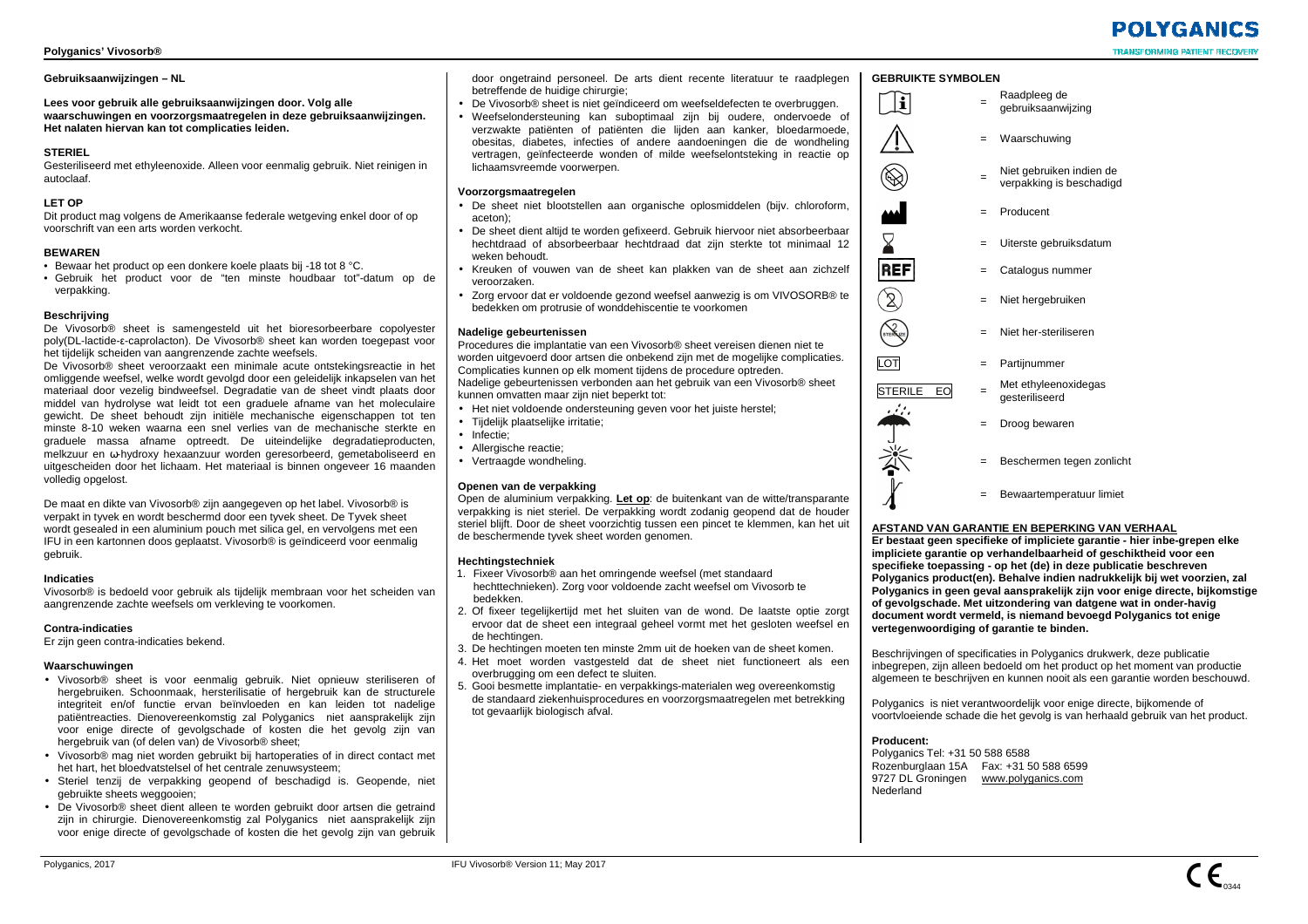## Gebruiksaanwijzingen – NL

**Lees voor gebruik alle gebruiksaanwijzingen door. Volg alle waarschuwingen en voorzorgsmaatregelen in deze gebruiksaanwijzingen. Het nalaten hiervan kan tot complicaties leiden.**

### STERIEL

Gesteriliseerd met ethyleenoxide. Alleen voor eenmalig gebruik. Niet reinigen in autoclaaf.

### LET OP

Dit product mag volgens de Amerikaanse federale wetgeving enkel door of op voorschrift van een arts worden verkocht.

### BEWAREN

- Bewaar het product op een donkere koele plaats bij -18 tot 8 °C.
- Gebruik het product voor de "ten minste houdbaar tot"-datum op de verpakking.

### Beschrijving

De Vivosorb® sheet is samengesteld uit het bioresorbeerbare copolyester poly(DL-lactide-ε-caprolacton). De Vivosorb® sheet kan worden toegepast voor het tijdelijk scheiden van aangrenzende zachte weefsels.

De Vivosorb® sheet veroorzaakt een minimale acute ontstekingsreactie in het omliggende weefsel, welke wordt gevolgd door een geleidelijk inkapselen van het materiaal door vezelig bindweefsel. Degradatie van de sheet vindt plaats door middel van hydrolyse wat leidt tot een graduele afname van het moleculaire gewicht. De sheet behoudt zijn initiële mechanische eigenschappen tot ten minste 8-10 weken waarna een snel verlies van de mechanische sterkte en graduele massa afname optreedt. De uiteindelijke degradatieproducten, melkzuur en ω-hydroxy hexaanzuur worden geresorbeerd, gemetaboliseerd en uitgescheiden door het lichaam. Het materiaal is binnen ongeveer 16 maanden volledig opgelost.

De maat en dikte van Vivosorb® zijn aangegeven op het label. Vivosorb® is verpakt in tyvek en wordt beschermd door een tyvek sheet. De Tyvek sheet wordt gesealed in een aluminium pouch met silica gel, en vervolgens met een IFU in een kartonnen doos geplaatst. Vivosorb® is geïndiceerd voor eenmalig gebruik.

### Indicaties

Vivosorb® is bedoeld voor gebruik als tijdelijk membraan voor het scheiden van aangrenzende zachte weefsels om verkleving te voorkomen.

### Contra-indicaties

Er zijn geen contra-indicaties bekend.

### Waarschuwingen

- Vivosorb® sheet is voor eenmalig gebruik. Niet opnieuw steriliseren of hergebruiken. Schoonmaak, hersterilisatie of hergebruik kan de structurele integriteit en/of functie ervan beïnvloeden en kan leiden tot nadelige patiëntreacties. Dienovereenkomstig zal Polyganics niet aansprakelijk zijn voor enige directe of gevolgschade of kosten die het gevolg zijn van hergebruik van (of delen van) de Vivosorb® sheet;
- Vivosorb® mag niet worden gebruikt bij hartoperaties of in direct contact met het hart, het bloedvatstelsel of het centrale zenuwsysteem;
- Steriel tenzij de verpakking geopend of beschadigd is. Geopende, niet gebruikte sheets weggooien;
- De Vivosorb® sheet dient alleen te worden gebruikt door artsen die getraind zijn in chirurgie. Dienovereenkomstig zal Polyganics niet aansprakelijk zijn voor enige directe of gevolgschade of kosten die het gevolg zijn van gebruik door ongetraind personeel. De arts dient recente literatuur te raadplegen betreffende de huidige chirurgie;
- De Vivosorb® sheet is niet geïndiceerd om weefseldefecten te overbruggen.
- Weefselondersteuning kan suboptimaal zijn bij oudere, ondervoede of verzwakte patiënten of patiënten die lijden aan kanker, bloedarmoede, obesitas, diabetes, infecties of andere aandoeningen die de wondheling vertragen, geïnfecteerde wonden of milde weefselontsteking in reactie op lichaamsvreemde voorwerpen.

### Voorzorgsmaatregelen

- De sheet niet blootstellen aan organische oplosmiddelen (bijv. chloroform, aceton);
- De sheet dient altijd te worden gefixeerd. Gebruik hiervoor niet absorbeerbaar hechtdraad of absorbeerbaar hechtdraad dat zijn sterkte tot minimaal 12 weken behoudt.
- Kreuken of vouwen van de sheet kan plakken van de sheet aan zichzelf veroorzaken.
- Zorg ervoor dat er voldoende gezond weefsel aanwezig is om VIVOSORB® te bedekken om protrusie of wonddehiscentie te voorkomen

### Nadelige gebeurtenissen

Procedures die implantatie van een Vivosorb® sheet vereisen dienen niet te worden uitgevoerd door artsen die onbekend zijn met de mogelijke complicaties. Complicaties kunnen op elk moment tijdens de procedure optreden.

Nadelige gebeurtenissen verbonden aan het gebruik van een Vivosorb® sheet kunnen omvatten maar zijn niet beperkt tot:

- Het niet voldoende ondersteuning geven voor het juiste herstel;
- Tijdelijk plaatselijke irritatie;
- Infectie;
- Allergische reactie;
- Vertraagde wondheling.

### Openen van de verpakking

Open de aluminium verpakking. **Let op**: de buitenkant van de witte/transparante verpakking is niet steriel. De verpakking wordt zodanig geopend dat de houder steriel blijft. Door de sheet voorzichtig tussen een pincet te klemmen, kan het uit de beschermende tyvek sheet worden genomen.

### Hechtingstechniek

1. Fixeer Vivosorb® aan het omringende weefsel (met standaard hechttechnieken). Zorg voor voldoende zacht weefsel om Vivosorb te bedekken.
2. Of fixeer tegelijkertijd met het sluiten van de wond. De laatste optie zorgt ervoor dat de sheet een integraal geheel vormt met het gesloten weefsel en de hechtingen.
3. De hechtingen moeten ten minste 2mm uit de hoeken van de sheet komen.
4. Het moet worden vastgesteld dat de sheet niet functioneert als een overbrugging om een defect te sluiten.
5. Gooi besmette implantatie- en verpakkings-materialen weg overeenkomstig de standaard ziekenhuisprocedures en voorzorgsmaatregelen met betrekking tot gevaarlijk biologisch afval.

### GEBRUIKTE SYMBOLEN

| Symbool | | Betekenis |
|---|---|---|
| (i) | = | Raadpleeg de gebruiksaanwijzing |
| (!) | = | Waarschuwing |
| | = | Niet gebruiken indien de verpakking is beschadigd |
| | = | Producent |
| | = | Uiterste gebruiksdatum |
| REF | = | Catalogus nummer |
| | = | Niet hergebruiken |
| STERILIZE | = | Niet her-steriliseren |
| LOT | = | Partijnummer |
| STERILE EO | = | Met ethyleenoxidegas gesteriliseerd |
| | = | Droog bewaren |
| | = | Beschermen tegen zonlicht |
| | = | Bewaartemperatuur limiet |

### AFSTAND VAN GARANTIE EN BEPERKING VAN VERHAAL

**Er bestaat geen specifieke of impliciete garantie - hier inbe-grepen elke impliciete garantie op verhandelbaarheid of geschiktheid voor een specifieke toepassing - op het (de) in deze publicatie beschreven Polyganics product(en). Behalve indien nadrukkelijk bij wet voorzien, zal Polyganics in geen geval aansprakelijk zijn voor enige directe, bijkomstige of gevolgschade. Met uitzondering van datgene wat in onder-havig document wordt vermeld, is niemand bevoegd Polyganics tot enige vertegenwoordiging of garantie te binden.**

Beschrijvingen of specificaties in Polyganics drukwerk, deze publicatie inbegrepen, zijn alleen bedoeld om het product op het moment van productie algemeen te beschrijven en kunnen nooit als een garantie worden beschouwd.

Polyganics is niet verantwoordelijk voor enige directe, bijkomende of voortvloeiende schade die het gevolg is van herhaald gebruik van het product.

**Producent:**

Polyganics Tel: +31 50 588 6588
Rozenburglaan 15A Fax: +31 50 588 6599
9727 DL Groningen www.polyganics.com
Nederland

Polyganics, 2017

IFU Vivosorb® Version 11; May 2017

CE 0344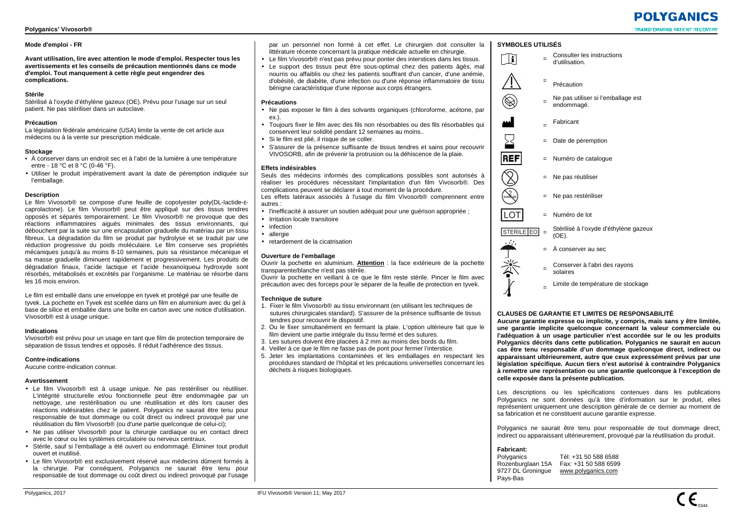## Mode d'emploi - FR

**Avant utilisation, lire avec attention le mode d'emploi. Respecter tous les avertissements et les conseils de précaution mentionnés dans ce mode d'emploi. Tout manquement à cette règle peut engendrer des complications.**

### Stérile

Stérilisé à l'oxyde d'éthylène gazeux (OE). Prévu pour l'usage sur un seul patient. Ne pas stériliser dans un autoclave.

### Précaution

La législation fédérale américaine (USA) limite la vente de cet article aux médecins ou à la vente sur prescription médicale.

### Stockage

- À conserver dans un endroit sec et à l'abri de la lumière à une température entre - 18 °C et 8 °C (0-46 °F).
- Utiliser le produit impérativement avant la date de péremption indiquée sur l'emballage.

### Description

Le film Vivosorb® se compose d'une feuille de copolyester poly(DL-lactide-ε-caprolactone). Le film Vivosorb® peut être appliqué sur des tissus tendres opposés et séparés temporairement. Le film Vivosorb® ne provoque que des réactions inflammatoires aiguës minimales des tissus environnants, qui débouchent par la suite sur une encapsulation graduelle du matériau par un tissu fibreux. La dégradation du film se produit par hydrolyse et se traduit par une réduction progressive du poids moléculaire. Le film conserve ses propriétés mécaniques jusqu'à au moins 8-10 semaines, puis sa résistance mécanique et sa masse graduelle diminuent rapidement et progressivement. Les produits de dégradation finaux, l'acide lactique et l'acide hexanoïqueω hydroxyde sont résorbés, métabolisés et excrétés par l'organisme. Le matériau se résorbe dans les 16 mois environ.

Le film est emballé dans une enveloppe en tyvek et protégé par une feuille de tyvek. La pochette en Tyvek est scellée dans un film en aluminium avec du gel à base de silice et emballée dans une boîte en carton avec une notice d'utilisation. Vivosorb® est à usage unique.

### Indications

Vivosorb® est prévu pour un usage en tant que film de protection temporaire de séparation de tissus tendres et opposés. Il réduit l'adhérence des tissus.

### Contre-indications

Aucune contre-indication connue.

### Avertissement

- Le film Vivosorb® est à usage unique. Ne pas restériliser ou réutiliser. L'intégrité structurelle et/ou fonctionnelle peut être endommagée par un nettoyage, une restérilisation ou une réutilisation et dès lors causer des réactions indésirables chez le patient. Polyganics ne saurait être tenu pour responsable de tout dommage ou coût direct ou indirect provoqué par une réutilisation du film Vivosorb® (ou d'une partie quelconque de celui-ci);
- Ne pas utiliser Vivosorb® pour la chirurgie cardiaque ou en contact direct avec le cœur ou les systèmes circulatoire ou nerveux centraux.
- Stérile, sauf si l'emballage a été ouvert ou endommagé. Éliminer tout produit ouvert et inutilisé.
- Le film Vivosorb® est exclusivement réservé aux médecins dûment formés à la chirurgie. Par conséquent, Polyganics ne saurait être tenu pour responsable de tout dommage ou coût direct ou indirect provoqué par l'usage par un personnel non formé à cet effet. Le chirurgien doit consulter la littérature récente concernant la pratique médicale actuelle en chirurgie.
- Le film Vivosorb® n'est pas prévu pour ponter des interstices dans les tissus.
- Le support des tissus peut être sous-optimal chez des patients âgés, mal nourris ou affaiblis ou chez les patients souffrant d'un cancer, d'une anémie, d'obésité, de diabète, d'une infection ou d'une réponse inflammatoire de tissu bénigne caractéristique d'une réponse aux corps étrangers.

### Précautions

- Ne pas exposer le film à des solvants organiques (chloroforme, acétone, par ex.).
- Toujours fixer le film avec des fils non résorbables ou des fils résorbables qui conservent leur solidité pendant 12 semaines au moins..
- Si le film est plié, il risque de se coller.
- S'assurer de la présence suffisante de tissus tendres et sains pour recouvrir VIVOSORB, afin de prévenir la protrusion ou la déhiscence de la plaie.

### Effets indésirables

Seuls des médecins informés des complications possibles sont autorisés à réaliser les procédures nécessitant l'implantation d'un film Vivosorb®. Des complications peuvent se déclarer à tout moment de la procédure.

Les effets latéraux associés à l'usage du film Vivosorb® comprennent entre autres :

- l'inefficacité à assurer un soutien adéquat pour une guérison appropriée ;
- Irritation locale transitoire
- infection
- allergie
- retardement de la cicatrisation

### Ouverture de l'emballage

Ouvrir la pochette en aluminium. **<u>Attention</u>** : la face extérieure de la pochette transparente/blanche n'est pas stérile.

Ouvrir la pochette en veillant à ce que le film reste stérile. Pincer le film avec précaution avec des forceps pour le séparer de la feuille de protection en tyvek.

### Technique de suture

1. Fixer le film Vivosorb® au tissu environnant (en utilisant les techniques de sutures chirurgicales standard). S'assurer de la présence suffisante de tissus tendres pour recouvrir le dispositif.
2. Ou le fixer simultanément en fermant la plaie. L'option ultérieure fait que le film devient une partie intégrale du tissu fermé et des sutures.
3. Les sutures doivent être placées à 2 mm au moins des bords du film.
4. Veiller à ce que le film ne fasse pas de pont pour fermer l'interstice.
5. Jeter les implantations contaminées et les emballages en respectant les procédures standard de l'hôpital et les précautions universelles concernant les déchets à risques biologiques.

### SYMBOLES UTILISÉS

| Symbole | | Signification |
|---|---|---|
| i | = | Consulter les instructions d'utilisation. |
| ⚠ | = | Précaution |
| | = | Ne pas utiliser si l'emballage est endommagé. |
| | = | Fabricant |
| | = | Date de péremption |
| REF | = | Numéro de catalogue |
| | = | Ne pas réutiliser |
| STERILIZE | = | Ne pas restériliser |
| LOT | = | Numéro de lot |
| STERILE EO | = | Stérilisé à l'oxyde d'éthylène gazeux (OE). |
| | = | À conserver au sec |
| | = | Conserver à l'abri des rayons solaires |
| | = | Limite de température de stockage |

### CLAUSES DE GARANTIE ET LIMITES DE RESPONSABILITÉ

**Aucune garantie expresse ou implicite, y compris, mais sans y être limitée, une garantie implicite quelconque concernant la valeur commerciale ou l'adéquation à un usage particulier n'est accordée sur le ou les produits Polyganics décrits dans cette publication. Polyganics ne saurait en aucun cas être tenu responsable d'un dommage quelconque direct, indirect ou apparaissant ultérieurement, autre que ceux expressément prévus par une législation spécifique. Aucun tiers n'est autorisé à contraindre Polyganics à remettre une représentation ou une garantie quelconque à l'exception de celle exposée dans la présente publication.**

Les descriptions ou les spécifications contenues dans les publications Polyganics ne sont données qu'à titre d'information sur le produit, elles représentent uniquement une description générale de ce dernier au moment de sa fabrication et ne constituent aucune garantie expresse.

Polyganics ne saurait être tenu pour responsable de tout dommage direct, indirect ou apparaissant ultérieurement, provoqué par la réutilisation du produit.

**Fabricant:**

Polyganics
Rozenburglaan 15A
9727 DL Groningue
Pays-Bas

Tél: +31 50 588 6588
Fax: +31 50 588 6599
www.polyganics.com

CE 0344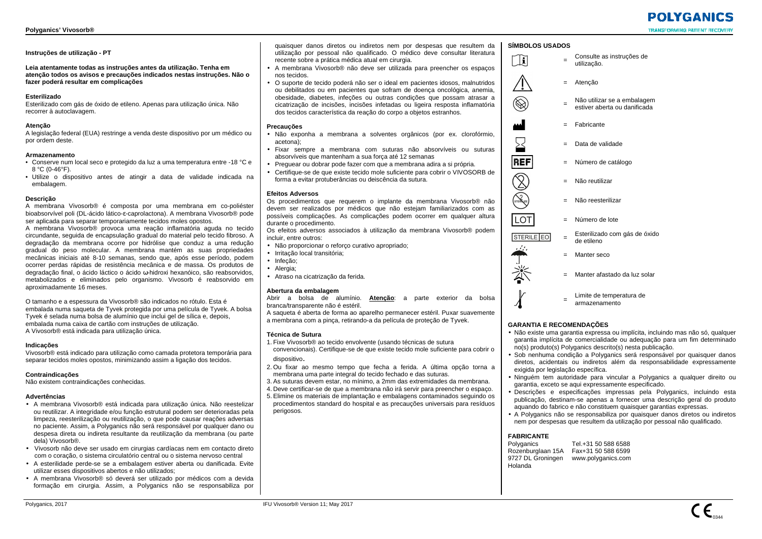**Instruções de utilização - PT**

**Leia atentamente todas as instruções antes da utilização. Tenha em atenção todos os avisos e precauções indicados nestas instruções. Não o fazer poderá resultar em complicações**

**Esterilizado**

Esterilizado com gás de óxido de etileno. Apenas para utilização única. Não recorrer à autoclavagem.

**Atenção**

A legislação federal (EUA) restringe a venda deste dispositivo por um médico ou por ordem deste.

**Armazenamento**

- Conserve num local seco e protegido da luz a uma temperatura entre -18 °C e 8 °C (0-46°F).
- Utilize o dispositivo antes de atingir a data de validade indicada na embalagem.

**Descrição**

A membrana Vivosorb® é composta por uma membrana em co-poliéster bioabsorvível poli (DL-ácido lático-ε-caprolactona). A membrana Vivosorb® pode ser aplicada para separar temporariamente tecidos moles opostos.

A membrana Vivosorb® provoca uma reação inflamatória aguda no tecido circundante, seguida de encapsulação gradual do material pelo tecido fibroso. A degradação da membrana ocorre por hidrólise que conduz a uma redução gradual do peso molecular. A membrana mantém as suas propriedades mecânicas iniciais até 8-10 semanas, sendo que, após esse período, podem ocorrer perdas rápidas de resistência mecânica e de massa. Os produtos de degradação final, o ácido láctico o ácido ω-hidroxi hexanóico, são reabsorvidos, metabolizados e eliminados pelo organismo. Vivosorb é reabsorvido em aproximadamente 16 meses.

O tamanho e a espessura da Vivosorb® são indicados no rótulo. Esta é embalada numa saqueta de Tyvek protegida por uma película de Tyvek. A bolsa Tyvek é selada numa bolsa de alumínio que inclui gel de sílica e, depois, embalada numa caixa de cartão com instruções de utilização.

A Vivosorb® está indicada para utilização única.

**Indicações**

Vivosorb® está indicado para utilização como camada protetora temporária para separar tecidos moles opostos, minimizando assim a ligação dos tecidos.

**Contraindicações**

Não existem contraindicações conhecidas.

**Advertências**

- A membrana Vivosorb® está indicada para utilização única. Não reestelizar ou reutilizar. A integridade e/ou função estrutural podem ser deterioradas pela limpeza, reesterilização ou reutilização, o que pode causar reações adversas no paciente. Assim, a Polyganics não será responsável por qualquer dano ou despesa direta ou indireta resultante da reutilização da membrana (ou parte dela) Vivosorb®.
- Vivosorb não deve ser usado em cirurgias cardíacas nem em contacto direto com o coração, o sistema circulatório central ou o sistema nervoso central
- A esterilidade perde-se se a embalagem estiver aberta ou danificada. Evite utilizar esses dispositivos abertos e não utilizados;
- A membrana Vivosorb® só deverá ser utilizado por médicos com a devida formação em cirurgia. Assim, a Polyganics não se responsabiliza por quaisquer danos diretos ou indiretos nem por despesas que resultem da utilização por pessoal não qualificado. O médico deve consultar literatura recente sobre a prática médica atual em cirurgia.
- A membrana Vivosorb® não deve ser utilizada para preencher os espaços nos tecidos.
- O suporte de tecido poderá não ser o ideal em pacientes idosos, malnutridos ou debilitados ou em pacientes que sofram de doença oncológica, anemia, obesidade, diabetes, infeções ou outras condições que possam atrasar a cicatrização de incisões, incisões infetadas ou ligeira resposta inflamatória dos tecidos característica da reação do corpo a objetos estranhos.

**Precauções**

- Não exponha a membrana a solventes orgânicos (por ex. clorofórmio, acetona);
- Fixar sempre a membrana com suturas não absorvíveis ou suturas absorvíveis que mantenham a sua força até 12 semanas
- Preguear ou dobrar pode fazer com que a membrana adira a si própria.
- Certifique-se de que existe tecido mole suficiente para cobrir o VIVOSORB de forma a evitar protuberâncias ou deiscência da sutura.

**Efeitos Adversos**

Os procedimentos que requerem o implante da membrana Vivosorb® não devem ser realizados por médicos que não estejam familiarizados com as possíveis complicações. As complicações podem ocorrer em qualquer altura durante o procedimento.

Os efeitos adversos associados à utilização da membrana Vivosorb® podem incluir, entre outros:

- Não proporcionar o reforço curativo apropriado;
- Irritação local transitória;
- Infeção;
- Alergia;
- Atraso na cicatrização da ferida.

**Abertura da embalagem**

Abrir a bolsa de alumínio. **<u>Atenção</u>**: a parte exterior da bolsa branca/transparente não é estéril.

A saqueta é aberta de forma ao aparelho permanecer estéril. Puxar suavemente a membrana com a pinça, retirando-a da película de proteção de Tyvek.

**Técnica de Sutura**

1. Fixe Vivosorb® ao tecido envolvente (usando técnicas de sutura convencionais). Certifique-se de que existe tecido mole suficiente para cobrir o dispositivo.
2. Ou fixar ao mesmo tempo que fecha a ferida. A última opção torna a membrana uma parte integral do tecido fechado e das suturas.
3. As suturas devem estar, no mínimo, a 2mm das extremidades da membrana.
4. Deve certificar-se de que a membrana não irá servir para preencher o espaço.
5. Elimine os materiais de implantação e embalagens contaminados seguindo os procedimentos standard do hospital e as precauções universais para resíduos perigosos.

**SÍMBOLOS USADOS**

- = Consulte as instruções de utilização.
- = Atenção
- = Não utilizar se a embalagem estiver aberta ou danificada
- = Fabricante
- = Data de validade
- REF = Número de catálogo
- = Não reutilizar
- = Não reesterilizar
- LOT = Número de lote
- STERILE EO = Esterilizado com gás de óxido de etileno
- = Manter seco
- = Manter afastado da luz solar
- = Limite de temperatura de armazenamento

**GARANTIA E RECOMENDAÇÕES**

- Não existe uma garantia expressa ou implícita, incluindo mas não só, qualquer garantia implícita de comercialidade ou adequação para um fim determinado no(s) produto(s) Polyganics descrito(s) nesta publicação.
- Sob nenhuma condição a Polyganics será responsável por quaisquer danos diretos, acidentais ou indiretos além da responsabilidade expressamente exigida por legislação específica.
- Ninguém tem autoridade para vincular a Polyganics a qualquer direito ou garantia, exceto se aqui expressamente especificado.
- Descrições e especificações impressas pela Polyganics, incluindo esta publicação, destinam-se apenas a fornecer uma descrição geral do produto aquando do fabrico e não constituem quaisquer garantias expressas.
- A Polyganics não se responsabiliza por quaisquer danos diretos ou indiretos nem por despesas que resultem da utilização por pessoal não qualificado.

**FABRICANTE**

Polyganics
Rozenburglaan 15A
9727 DL Groningen
Holanda

Tel.+31 50 588 6588
Fax+31 50 588 6599
www.polyganics.com

CE 0344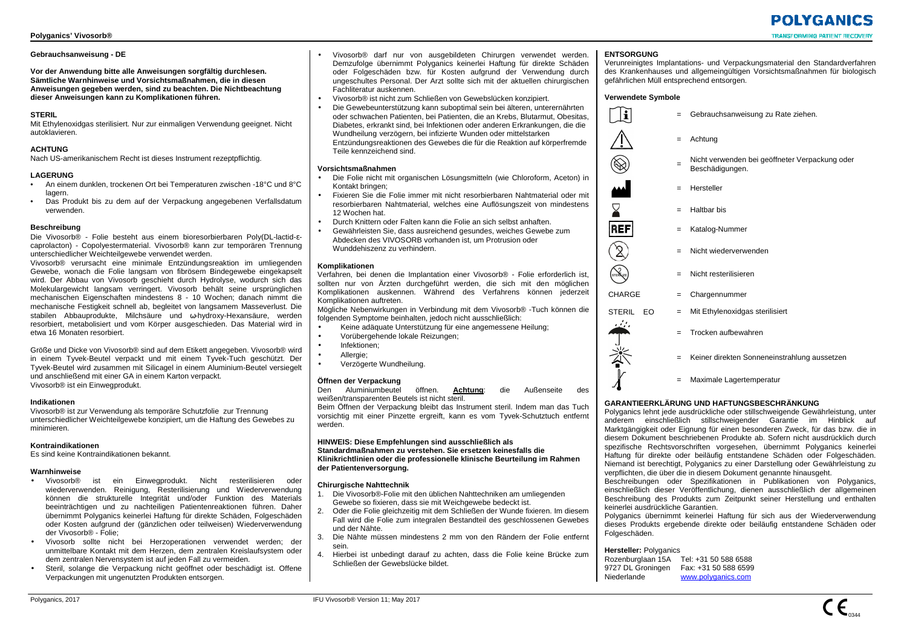**Gebrauchsanweisung - DE**

**Vor der Anwendung bitte alle Anweisungen sorgfältig durchlesen. Sämtliche Warnhinweise und Vorsichtsmaßnahmen, die in diesen Anweisungen gegeben werden, sind zu beachten. Die Nichtbeachtung dieser Anweisungen kann zu Komplikationen führen.**

**STERIL**

Mit Ethylenoxidgas sterilisiert. Nur zur einmaligen Verwendung geeignet. Nicht autoklavieren.

**ACHTUNG**

Nach US-amerikanischem Recht ist dieses Instrument rezeptpflichtig.

**LAGERUNG**

- An einem dunklen, trockenen Ort bei Temperaturen zwischen -18°C und 8°C lagern.
- Das Produkt bis zu dem auf der Verpackung angegebenen Verfallsdatum verwenden.

**Beschreibung**

Die Vivosorb® - Folie besteht aus einem bioresorbierbaren Poly(DL-lactid-ε-caprolacton) - Copolyestermaterial. Vivosorb® kann zur temporären Trennung unterschiedlicher Weichteilgewebe verwendet werden.

Vivosorb® verursacht eine minimale Entzündungsreaktion im umliegenden Gewebe, wonach die Folie langsam von fibrösem Bindegewebe eingekapselt wird. Der Abbau von Vivosorb geschieht durch Hydrolyse, wodurch sich das Molekulargewicht langsam verringert. Vivosorb behält seine ursprünglichen mechanischen Eigenschaften mindestens 8 - 10 Wochen; danach nimmt die mechanische Festigkeit schnell ab, begleitet von langsamem Masseverlust. Die stabilen Abbauprodukte, Milchsäure und ω-hydroxy-Hexansäure, werden resorbiert, metabolisiert und vom Körper ausgeschieden. Das Material wird in etwa 16 Monaten resorbiert.

Größe und Dicke von Vivosorb® sind auf dem Etikett angegeben. Vivosorb® wird in einem Tyvek-Beutel verpackt und mit einem Tyvek-Tuch geschützt. Der Tyvek-Beutel wird zusammen mit Silicagel in einem Aluminium-Beutel versiegelt und anschließend mit einer GA in einem Karton verpackt.

Vivosorb® ist ein Einwegprodukt.

**Indikationen**

Vivosorb® ist zur Verwendung als temporäre Schutzfolie zur Trennung unterschiedlicher Weichteilgewebe konzipiert, um die Haftung des Gewebes zu minimieren.

**Kontraindikationen**

Es sind keine Kontraindikationen bekannt.

**Warnhinweise**

- Vivosorb® ist ein Einwegprodukt. Nicht resterilisieren oder wiederverwenden. Reinigung, Resterilisierung und Wiederverwendung können die strukturelle Integrität und/oder Funktion des Materials beeinträchtigen und zu nachteiligen Patientenreaktionen führen. Daher übernimmt Polyganics keinerlei Haftung für direkte Schäden, Folgeschäden oder Kosten aufgrund der (gänzlichen oder teilweisen) Wiederverwendung der Vivosorb® - Folie;
- Vivosorb sollte nicht bei Herzoperationen verwendet werden; der unmittelbare Kontakt mit dem Herzen, dem zentralen Kreislaufsystem oder dem zentralen Nervensystem ist auf jeden Fall zu vermeiden.
- Steril, solange die Verpackung nicht geöffnet oder beschädigt ist. Offene Verpackungen mit ungenutzten Produkten entsorgen.
- Vivosorb® darf nur von ausgebildeten Chirurgen verwendet werden. Demzufolge übernimmt Polyganics keinerlei Haftung für direkte Schäden oder Folgeschäden bzw. für Kosten aufgrund der Verwendung durch ungeschultes Personal. Der Arzt sollte sich mit der aktuellen chirurgischen Fachliteratur auskennen.
- Vivosorb® ist nicht zum Schließen von Gewebslücken konzipiert.
- Die Gewebeunterstützung kann suboptimal sein bei älteren, unterernährten oder schwachen Patienten, bei Patienten, die an Krebs, Blutarmut, Obesitas, Diabetes, erkrankt sind, bei Infektionen oder anderen Erkrankungen, die die Wundheilung verzögern, bei infizierte Wunden oder mittelstarken Entzündungsreaktionen des Gewebes die für die Reaktion auf körperfremde Teile kennzeichend sind.

**Vorsichtsmaßnahmen**

- Die Folie nicht mit organischen Lösungsmitteln (wie Chloroform, Aceton) in Kontakt bringen;
- Fixieren Sie die Folie immer mit nicht resorbierbaren Nahtmaterial oder mit resorbierbaren Nahtmaterial, welches eine Auflösungszeit von mindestens 12 Wochen hat.
- Durch Knittern oder Falten kann die Folie an sich selbst anhaften.
- Gewährleisten Sie, dass ausreichend gesundes, weiches Gewebe zum Abdecken des VIVOSORB vorhanden ist, um Protrusion oder Wunddehiszenz zu verhindern.

**Komplikationen**

Verfahren, bei denen die Implantation einer Vivosorb® - Folie erforderlich ist, sollten nur von Ärzten durchgeführt werden, die sich mit den möglichen Komplikationen auskennen. Während des Verfahrens können jederzeit Komplikationen auftreten.

Mögliche Nebenwirkungen in Verbindung mit dem Vivosorb® -Tuch können die folgenden Symptome beinhalten, jedoch nicht ausschließlich:

- Keine adäquate Unterstützung für eine angemessene Heilung;
- Vorübergehende lokale Reizungen;
- Infektionen;
- Allergie;
- Verzögerte Wundheilung.

**Öffnen der Verpackung**

Den Aluminiumbeutel öffnen. **<u>Achtung</u>**: die Außenseite des weißen/transparenten Beutels ist nicht steril.

Beim Öffnen der Verpackung bleibt das Instrument steril. Indem man das Tuch vorsichtig mit einer Pinzette ergreift, kann es vom Tyvek-Schutztuch entfernt werden.

**HINWEIS: Diese Empfehlungen sind ausschließlich als Standardmaßnahmen zu verstehen. Sie ersetzen keinesfalls die Klinikrichtlinien oder die professionelle klinische Beurteilung im Rahmen der Patientenversorgung.**

**Chirurgische Nahttechnik**

1. Die Vivosorb®-Folie mit den üblichen Nahttechniken am umliegenden Gewebe so fixieren, dass sie mit Weichgewebe bedeckt ist.
2. Oder die Folie gleichzeitig mit dem Schließen der Wunde fixieren. Im diesem Fall wird die Folie zum integralen Bestandteil des geschlossenen Gewebes und der Nähte.
3. Die Nähte müssen mindestens 2 mm von den Rändern der Folie entfernt sein.
4. Hierbei ist unbedingt darauf zu achten, dass die Folie keine Brücke zum Schließen der Gewebslücke bildet.

**ENTSORGUNG**

Verunreinigtes Implantations- und Verpackungsmaterial den Standardverfahren des Krankenhauses und allgemeingültigen Vorsichtsmaßnahmen für biologisch gefährlichen Müll entsprechend entsorgen.

**Verwendete Symbole**

| | | |
|---|---|---|
| [i] | = | Gebrauchsanweisung zu Rate ziehen. |
| [⚠] | = | Achtung |
| | = | Nicht verwenden bei geöffneter Verpackung oder Beschädigungen. |
| | = | Hersteller |
| | = | Haltbar bis |
| REF | = | Katalog-Nummer |
| | = | Nicht wiederverwenden |
| | = | Nicht resterilisieren |
| CHARGE | = | Chargennummer |
| STERIL EO | = | Mit Ethylenoxidgas sterilisiert |
| | = | Trocken aufbewahren |
| | = | Keiner direkten Sonneneinstrahlung aussetzen |
| | = | Maximale Lagertemperatur |

**GARANTIEERKLÄRUNG UND HAFTUNGSBESCHRÄNKUNG**

Polyganics lehnt jede ausdrückliche oder stillschweigende Gewährleistung, unter anderem einschließlich stillschweigender Garantie im Hinblick auf Marktgängigkeit oder Eignung für einen besonderen Zweck, für das bzw. die in diesem Dokument beschriebenen Produkte ab. Sofern nicht ausdrücklich durch spezifische Rechtsvorschriften vorgesehen, übernimmt Polyganics keinerlei Haftung für direkte oder beiläufig entstandene Schäden oder Folgeschäden. Niemand ist berechtigt, Polyganics zu einer Darstellung oder Gewährleistung zu verpflichten, die über die in diesem Dokument genannte hinausgeht.

Beschreibungen oder Spezifikationen in Publikationen von Polyganics, einschließlich dieser Veröffentlichung, dienen ausschließlich der allgemeinen Beschreibung des Produkts zum Zeitpunkt seiner Herstellung und enthalten keinerlei ausdrückliche Garantien.

Polyganics übernimmt keinerlei Haftung für sich aus der Wiederverwendung dieses Produkts ergebende direkte oder beiläufig entstandene Schäden oder Folgeschäden.

**Hersteller:** Polyganics

| | |
|---|---|
| Rozenburglaan 15A | Tel: +31 50 588 6588 |
| 9727 DL Groningen | Fax: +31 50 588 6599 |
| Niederlande | www.polyganics.com |

Polyganics, 2017

IFU Vivosorb® Version 11; May 2017

CE 0344